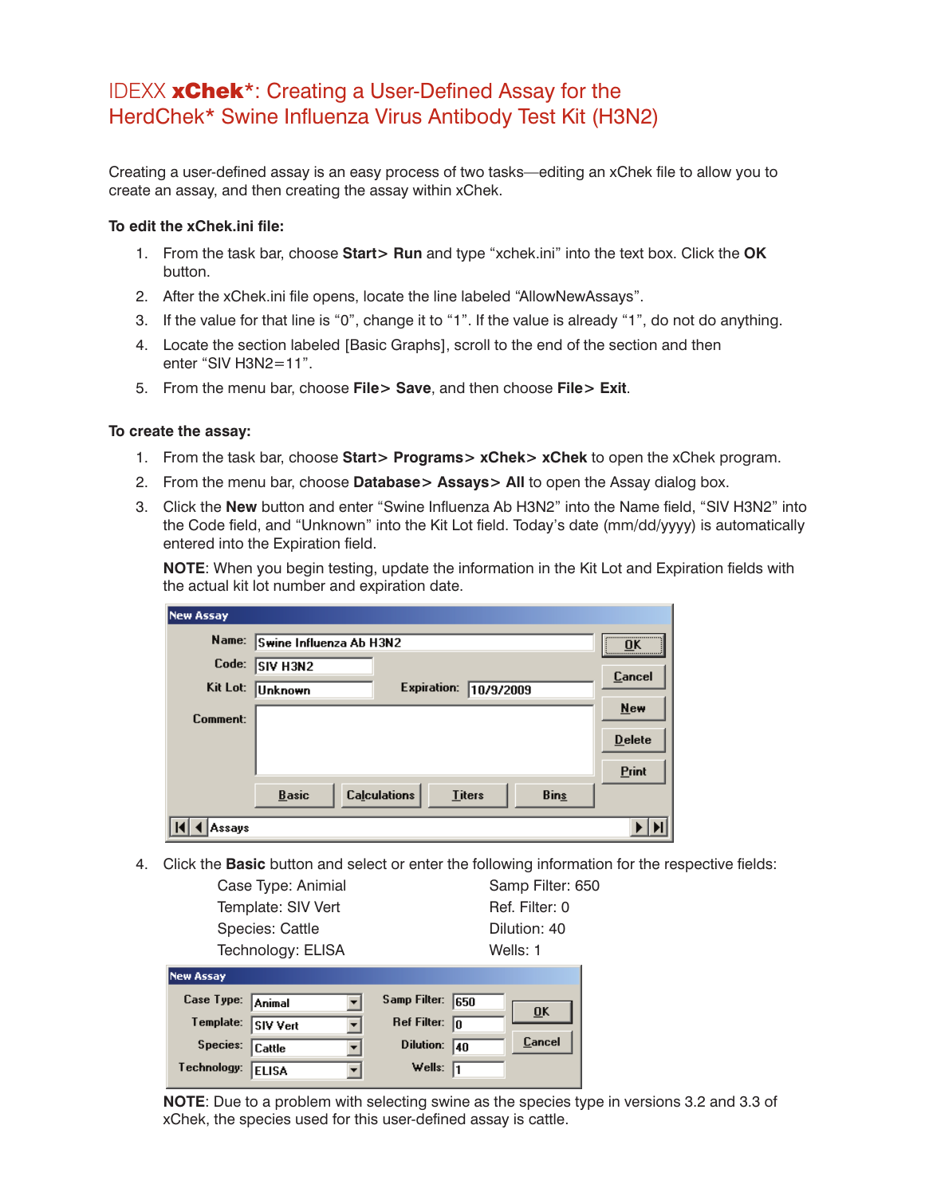# IDEXX **xChek***: Creating a User-Defined Assay for the HerdChek* Swine Influenza Virus Antibody Test Kit (H3N2)

Creating a user-defined assay is an easy process of two tasks—editing an xChek file to allow you to create an assay, and then creating the assay within xChek.

**To edit the xChek.ini file:**

1. From the task bar, choose **Start> Run** and type “xchek.ini” into the text box. Click the **OK** button.
2. After the xChek.ini file opens, locate the line labeled “AllowNewAssays”.
3. If the value for that line is “0”, change it to “1”. If the value is already “1”, do not do anything.
4. Locate the section labeled [Basic Graphs], scroll to the end of the section and then enter “SIV H3N2=11”.
5. From the menu bar, choose **File> Save**, and then choose **File> Exit**.

**To create the assay:**

1. From the task bar, choose **Start> Programs> xChek> xChek** to open the xChek program.
2. From the menu bar, choose **Database> Assays> All** to open the Assay dialog box.
3. Click the **New** button and enter “Swine Influenza Ab H3N2” into the Name field, “SIV H3N2” into the Code field, and “Unknown” into the Kit Lot field. Today’s date (mm/dd/yyyy) is automatically entered into the Expiration field.

   **NOTE**: When you begin testing, update the information in the Kit Lot and Expiration fields with the actual kit lot number and expiration date.

   New Assay

   Name: Swine Influenza Ab H3N2
   Code: SIV H3N2
   Kit Lot: Unknown    Expiration: 10/9/2009
   Comment:

   OK | Cancel | New | Delete | Print
   Basic | Calculations | Titers | Bins
   Assays

4. Click the **Basic** button and select or enter the following information for the respective fields:

   | | |
   |---|---|
   | Case Type: Animial | Samp Filter: 650 |
   | Template: SIV Vert | Ref. Filter: 0 |
   | Species: Cattle | Dilution: 40 |
   | Technology: ELISA | Wells: 1 |

   New Assay

   Case Type: Animal    Samp Filter: 650
   Template: SIV Vert    Ref Filter: 0
   Species: Cattle    Dilution: 40
   Technology: ELISA    Wells: 1
   OK | Cancel

   **NOTE**: Due to a problem with selecting swine as the species type in versions 3.2 and 3.3 of xChek, the species used for this user-defined assay is cattle.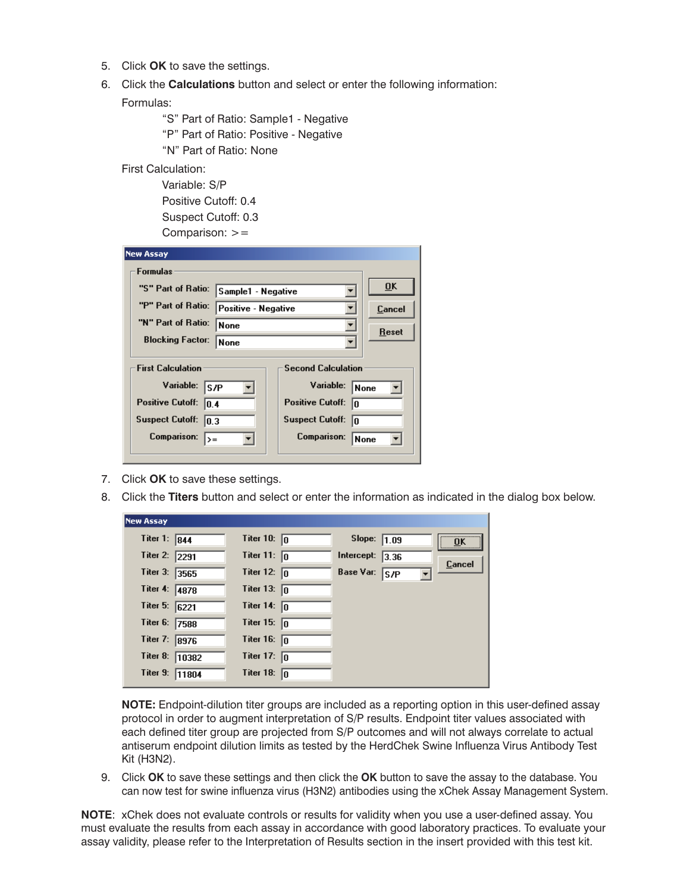5. Click **OK** to save the settings.
6. Click the **Calculations** button and select or enter the following information:

   Formulas:

   > "S" Part of Ratio: Sample1 - Negative
   > "P" Part of Ratio: Positive - Negative
   > "N" Part of Ratio: None

   First Calculation:

   > Variable: S/P
   > Positive Cutoff: 0.4
   > Suspect Cutoff: 0.3
   > Comparison: >=

   **New Assay**

   Formulas

   | Field | Value |
   |---|---|
   | "S" Part of Ratio: | Sample1 - Negative |
   | "P" Part of Ratio: | Positive - Negative |
   | "N" Part of Ratio: | None |
   | Blocking Factor: | None |

   | First Calculation | | Second Calculation | |
   |---|---|---|---|
   | Variable: | S/P | Variable: | None |
   | Positive Cutoff: | 0.4 | Positive Cutoff: | 0 |
   | Suspect Cutoff: | 0.3 | Suspect Cutoff: | 0 |
   | Comparison: | >= | Comparison: | None |

   OK | Cancel | Reset

7. Click **OK** to save these settings.
8. Click the **Titers** button and select or enter the information as indicated in the dialog box below.

   **New Assay**

   | Titer | Value | Titer | Value | Field | Value |
   |---|---|---|---|---|---|
   | Titer 1: | 844 | Titer 10: | 0 | Slope: | 1.09 |
   | Titer 2: | 2291 | Titer 11: | 0 | Intercept: | 3.36 |
   | Titer 3: | 3565 | Titer 12: | 0 | Base Var: | S/P |
   | Titer 4: | 4878 | Titer 13: | 0 | | |
   | Titer 5: | 6221 | Titer 14: | 0 | | |
   | Titer 6: | 7588 | Titer 15: | 0 | | |
   | Titer 7: | 8976 | Titer 16: | 0 | | |
   | Titer 8: | 10382 | Titer 17: | 0 | | |
   | Titer 9: | 11804 | Titer 18: | 0 | | |

   OK | Cancel

   **NOTE:** Endpoint-dilution titer groups are included as a reporting option in this user-defined assay protocol in order to augment interpretation of S/P results. Endpoint titer values associated with each defined titer group are projected from S/P outcomes and will not always correlate to actual antiserum endpoint dilution limits as tested by the HerdChek Swine Influenza Virus Antibody Test Kit (H3N2).

9. Click **OK** to save these settings and then click the **OK** button to save the assay to the database. You can now test for swine influenza virus (H3N2) antibodies using the xChek Assay Management System.

**NOTE**: xChek does not evaluate controls or results for validity when you use a user-defined assay. You must evaluate the results from each assay in accordance with good laboratory practices. To evaluate your assay validity, please refer to the Interpretation of Results section in the insert provided with this test kit.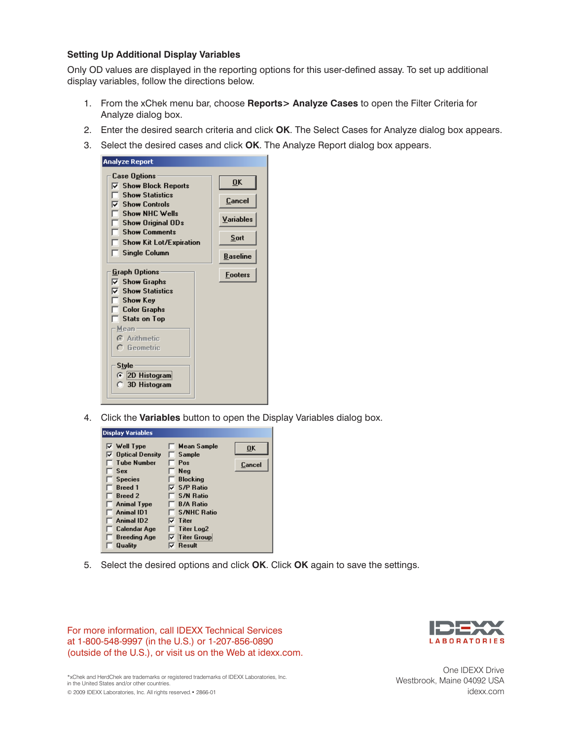### Setting Up Additional Display Variables

Only OD values are displayed in the reporting options for this user-defined assay. To set up additional display variables, follow the directions below.

1. From the xChek menu bar, choose **Reports> Analyze Cases** to open the Filter Criteria for Analyze dialog box.
2. Enter the desired search criteria and click **OK**. The Select Cases for Analyze dialog box appears.
3. Select the desired cases and click **OK**. The Analyze Report dialog box appears.

Analyze Report

Case Options
- [x] Show Block Reports
- [ ] Show Statistics
- [x] Show Controls
- [ ] Show NHC Wells
- [ ] Show Original ODs
- [ ] Show Comments
- [ ] Show Kit Lot/Expiration
- [ ] Single Column

Graph Options
- [x] Show Graphs
- [x] Show Statistics
- [ ] Show Key
- [ ] Color Graphs
- [ ] Stats on Top

Mean
- (•) Arithmetic
- ( ) Geometric

Style
- (•) 2D Histogram
- ( ) 3D Histogram

OK | Cancel | Variables | Sort | Baseline | Footers

4. Click the **Variables** button to open the Display Variables dialog box.

Display Variables

- [x] Well Type
- [x] Optical Density
- [ ] Tube Number
- [ ] Sex
- [ ] Species
- [ ] Breed 1
- [ ] Breed 2
- [ ] Animal Type
- [ ] Animal ID1
- [ ] Animal ID2
- [ ] Calendar Age
- [ ] Breeding Age
- [ ] Quality
- [ ] Mean Sample
- [ ] Sample
- [ ] Pos
- [ ] Neg
- [ ] Blocking
- [x] S/P Ratio
- [ ] S/N Ratio
- [ ] B/A Ratio
- [ ] S/NHC Ratio
- [x] Titer
- [ ] Titer Log2
- [x] Titer Group
- [x] Result

OK | Cancel

5. Select the desired options and click **OK**. Click **OK** again to save the settings.

For more information, call IDEXX Technical Services at 1-800-548-9997 (in the U.S.) or 1-207-856-0890 (outside of the U.S.), or visit us on the Web at idexx.com.

IDEXX LABORATORIES

*xChek and HerdChek are trademarks or registered trademarks of IDEXX Laboratories, Inc. in the United States and/or other countries.

© 2009 IDEXX Laboratories, Inc. All rights reserved. • 2866-01

One IDEXX Drive
Westbrook, Maine 04092 USA
idexx.com